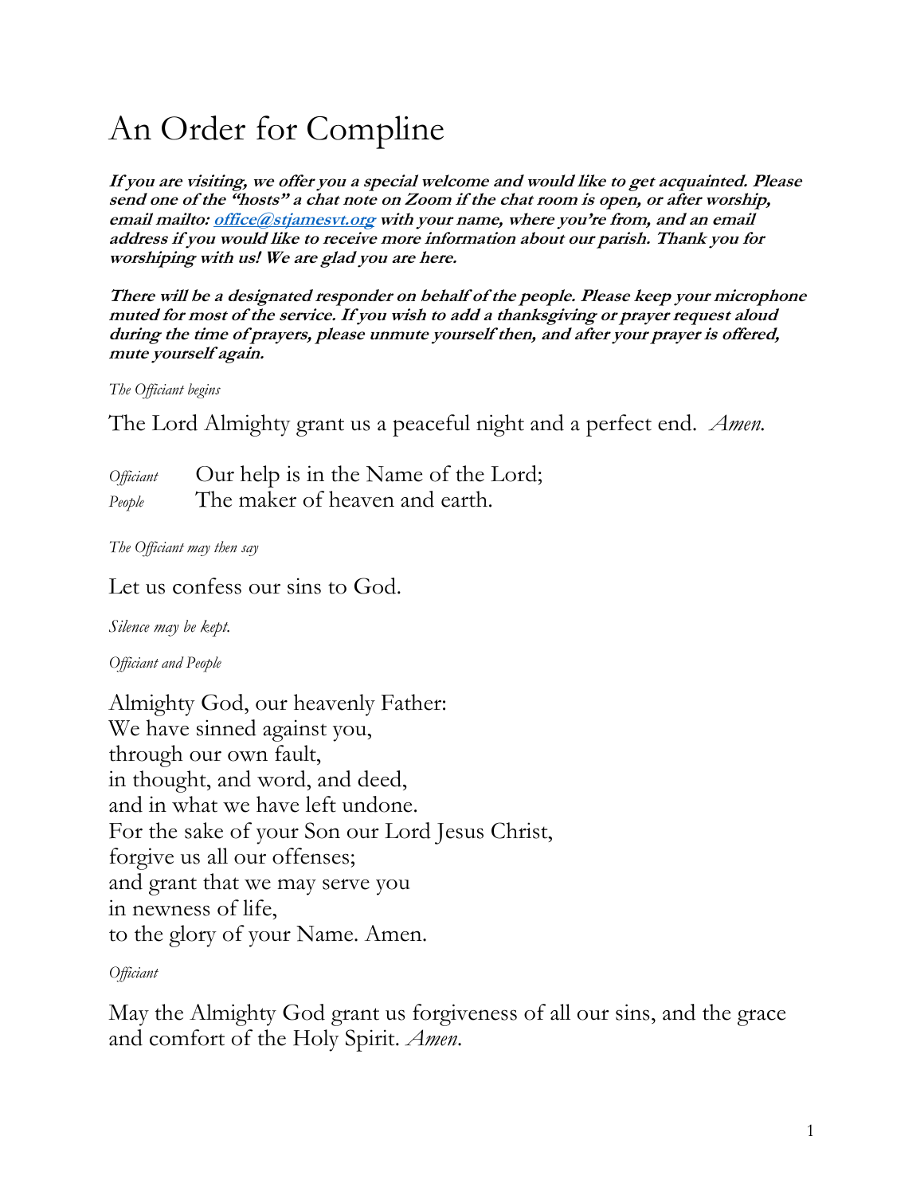# An Order for Compline

***If you are visiting, we offer you a special welcome and would like to get acquainted. Please send one of the "hosts" a chat note on Zoom if the chat room is open, or after worship, email mailto: [office@stjamesvt.org](mailto:office@stjamesvt.org) with your name, where you're from, and an email address if you would like to receive more information about our parish. Thank you for worshiping with us! We are glad you are here.***

***There will be a designated responder on behalf of the people. Please keep your microphone muted for most of the service. If you wish to add a thanksgiving or prayer request aloud during the time of prayers, please unmute yourself then, and after your prayer is offered, mute yourself again.***

*The Officiant begins*

The Lord Almighty grant us a peaceful night and a perfect end. *Amen.*

*Officiant* Our help is in the Name of the Lord;
*People* The maker of heaven and earth.

*The Officiant may then say*

Let us confess our sins to God.

*Silence may be kept.*

*Officiant and People*

Almighty God, our heavenly Father:
We have sinned against you,
through our own fault,
in thought, and word, and deed,
and in what we have left undone.
For the sake of your Son our Lord Jesus Christ,
forgive us all our offenses;
and grant that we may serve you
in newness of life,
to the glory of your Name. Amen.

*Officiant*

May the Almighty God grant us forgiveness of all our sins, and the grace and comfort of the Holy Spirit. *Amen.*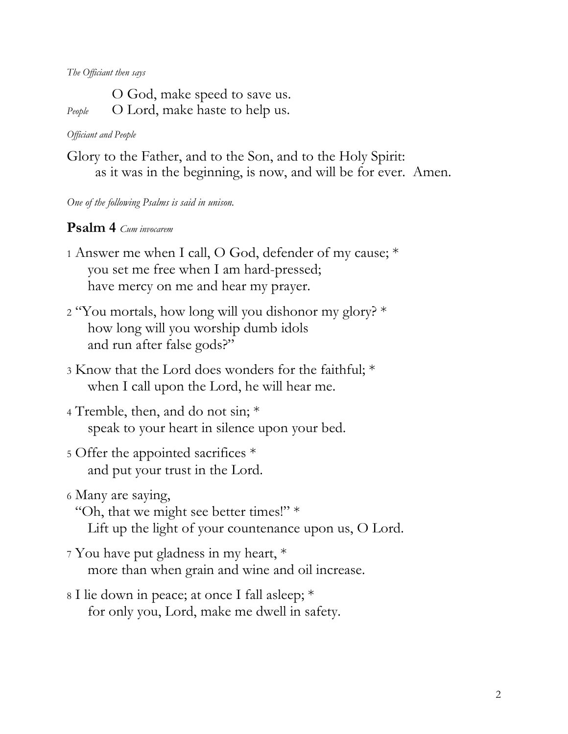*The Officiant then says*

O God, make speed to save us.

*People* O Lord, make haste to help us.

*Officiant and People*

Glory to the Father, and to the Son, and to the Holy Spirit:
as it was in the beginning, is now, and will be for ever. Amen.

*One of the following Psalms is said in unison.*

## Psalm 4 *Cum invocarem*

1 Answer me when I call, O God, defender of my cause; *
you set me free when I am hard-pressed;
have mercy on me and hear my prayer.

2 "You mortals, how long will you dishonor my glory? *
how long will you worship dumb idols
and run after false gods?"

3 Know that the Lord does wonders for the faithful; *
when I call upon the Lord, he will hear me.

4 Tremble, then, and do not sin; *
speak to your heart in silence upon your bed.

5 Offer the appointed sacrifices *
and put your trust in the Lord.

6 Many are saying,
"Oh, that we might see better times!" *
Lift up the light of your countenance upon us, O Lord.

7 You have put gladness in my heart, *
more than when grain and wine and oil increase.

8 I lie down in peace; at once I fall asleep; *
for only you, Lord, make me dwell in safety.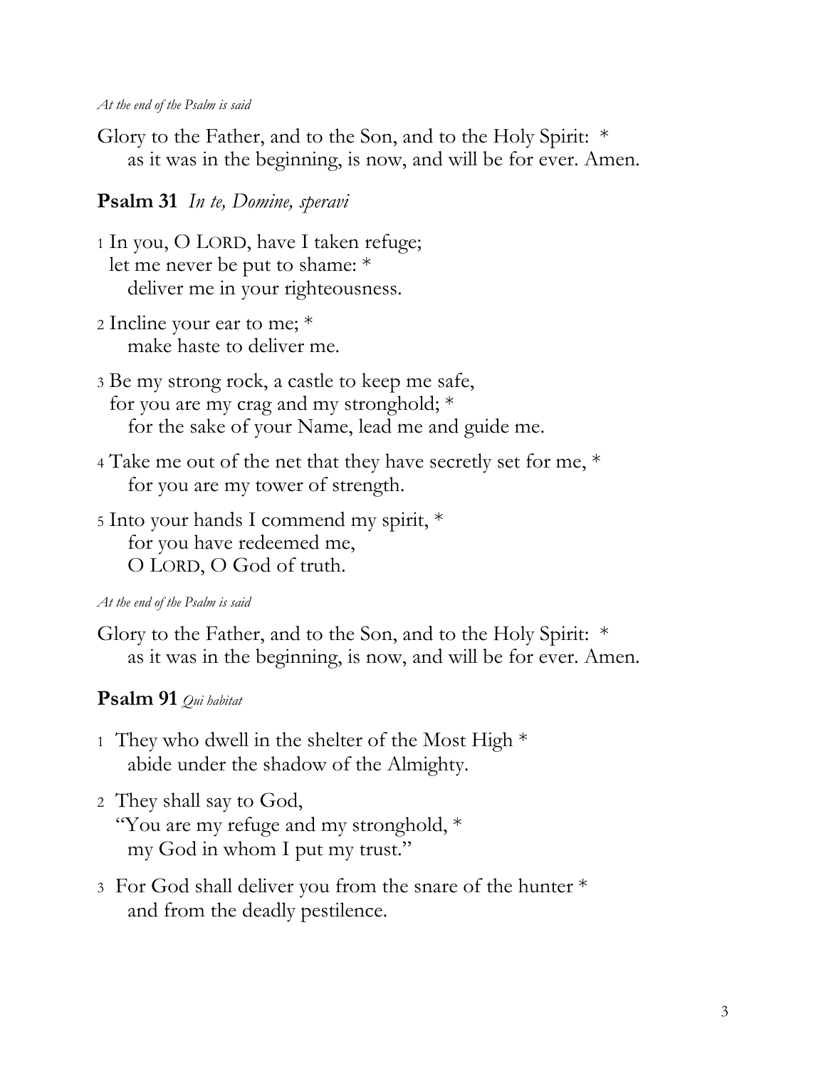*At the end of the Psalm is said*

Glory to the Father, and to the Son, and to the Holy Spirit: *
as it was in the beginning, is now, and will be for ever. Amen.

**Psalm 31** *In te, Domine, speravi*

1 In you, O LORD, have I taken refuge;
let me never be put to shame: *
deliver me in your righteousness.

2 Incline your ear to me; *
make haste to deliver me.

3 Be my strong rock, a castle to keep me safe,
for you are my crag and my stronghold; *
for the sake of your Name, lead me and guide me.

4 Take me out of the net that they have secretly set for me, *
for you are my tower of strength.

5 Into your hands I commend my spirit, *
for you have redeemed me,
O LORD, O God of truth.

*At the end of the Psalm is said*

Glory to the Father, and to the Son, and to the Holy Spirit: *
as it was in the beginning, is now, and will be for ever. Amen.

**Psalm 91** *Qui habitat*

1 They who dwell in the shelter of the Most High *
abide under the shadow of the Almighty.

2 They shall say to God,
"You are my refuge and my stronghold, *
my God in whom I put my trust."

3 For God shall deliver you from the snare of the hunter *
and from the deadly pestilence.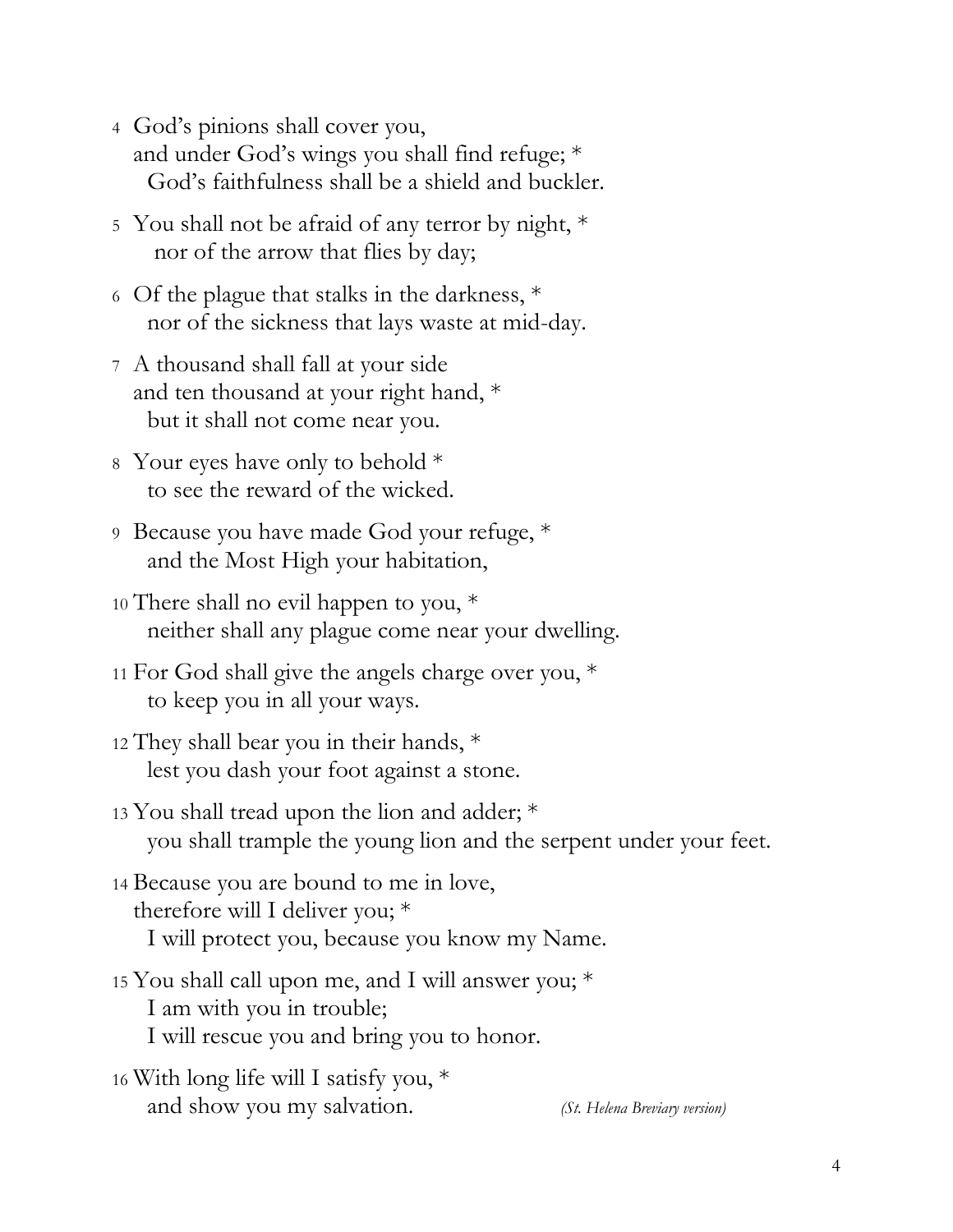4 God's pinions shall cover you,
and under God's wings you shall find refuge; *
God's faithfulness shall be a shield and buckler.

5 You shall not be afraid of any terror by night, *
nor of the arrow that flies by day;

6 Of the plague that stalks in the darkness, *
nor of the sickness that lays waste at mid-day.

7 A thousand shall fall at your side
and ten thousand at your right hand, *
but it shall not come near you.

8 Your eyes have only to behold *
to see the reward of the wicked.

9 Because you have made God your refuge, *
and the Most High your habitation,

10 There shall no evil happen to you, *
neither shall any plague come near your dwelling.

11 For God shall give the angels charge over you, *
to keep you in all your ways.

12 They shall bear you in their hands, *
lest you dash your foot against a stone.

13 You shall tread upon the lion and adder; *
you shall trample the young lion and the serpent under your feet.

14 Because you are bound to me in love,
therefore will I deliver you; *
I will protect you, because you know my Name.

15 You shall call upon me, and I will answer you; *
I am with you in trouble;
I will rescue you and bring you to honor.

16 With long life will I satisfy you, *
and show you my salvation. *(St. Helena Breviary version)*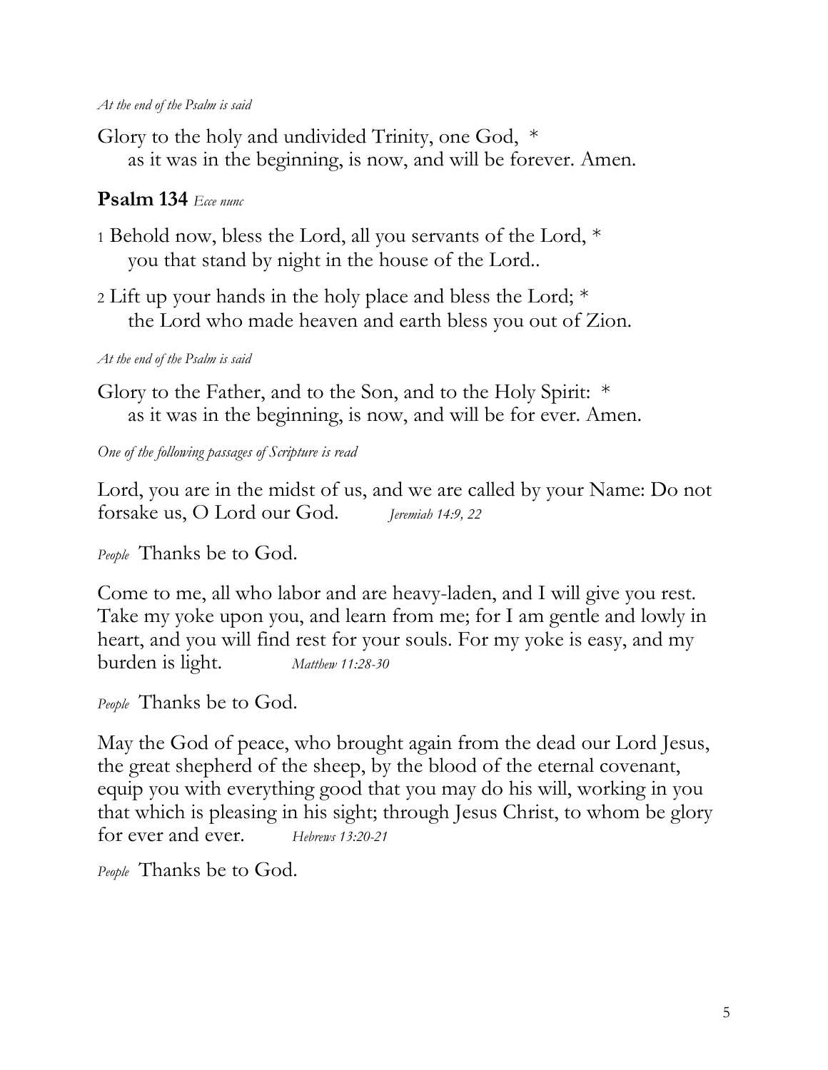*At the end of the Psalm is said*

Glory to the holy and undivided Trinity, one God, *
as it was in the beginning, is now, and will be forever. Amen.

**Psalm 134** *Ecce nunc*

1 Behold now, bless the Lord, all you servants of the Lord, *
you that stand by night in the house of the Lord..

2 Lift up your hands in the holy place and bless the Lord; *
the Lord who made heaven and earth bless you out of Zion.

*At the end of the Psalm is said*

Glory to the Father, and to the Son, and to the Holy Spirit: *
as it was in the beginning, is now, and will be for ever. Amen.

*One of the following passages of Scripture is read*

Lord, you are in the midst of us, and we are called by your Name: Do not forsake us, O Lord our God. *Jeremiah 14:9, 22*

*People* Thanks be to God.

Come to me, all who labor and are heavy-laden, and I will give you rest. Take my yoke upon you, and learn from me; for I am gentle and lowly in heart, and you will find rest for your souls. For my yoke is easy, and my burden is light. *Matthew 11:28-30*

*People* Thanks be to God.

May the God of peace, who brought again from the dead our Lord Jesus, the great shepherd of the sheep, by the blood of the eternal covenant, equip you with everything good that you may do his will, working in you that which is pleasing in his sight; through Jesus Christ, to whom be glory for ever and ever. *Hebrews 13:20-21*

*People* Thanks be to God.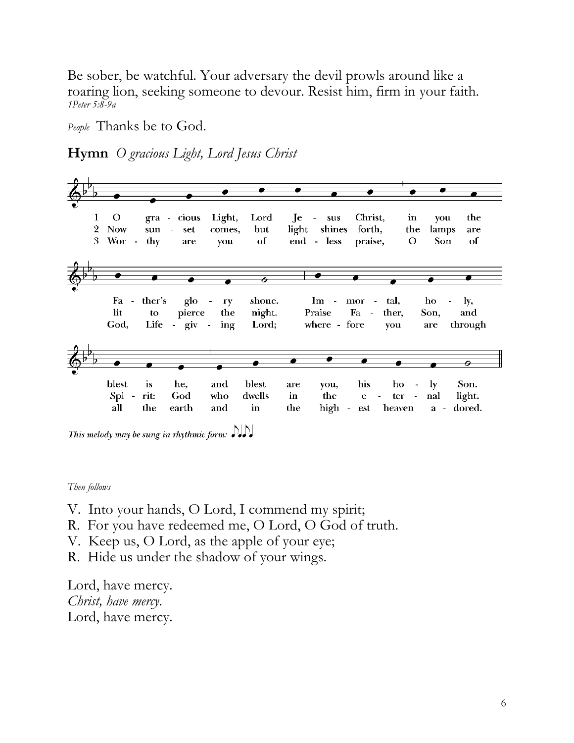Be sober, be watchful. Your adversary the devil prowls around like a roaring lion, seeking someone to devour. Resist him, firm in your faith.
*1Peter 5:8-9a*

*People* Thanks be to God.

**Hymn** *O gracious Light, Lord Jesus Christ*

1 O gracious Light, Lord Jesus Christ, in you the Father's glory shone. Immortal, holy, blest is he, and blest are you, his holy Son.

2 Now sunset comes, but light shines forth, the lamps are lit to pierce the night. Praise Father, Son, and Spirit: God who dwells in the eternal light.

3 Worthy are you of endless praise, O Son of God, Life-giving Lord; wherefore you are through all the earth and in the highest heaven adored.

*This melody may be sung in rhythmic form:* ♪♩♩♪♩

*Then follows*

V. Into your hands, O Lord, I commend my spirit;
R. For you have redeemed me, O Lord, O God of truth.
V. Keep us, O Lord, as the apple of your eye;
R. Hide us under the shadow of your wings.

Lord, have mercy.
*Christ, have mercy.*
Lord, have mercy.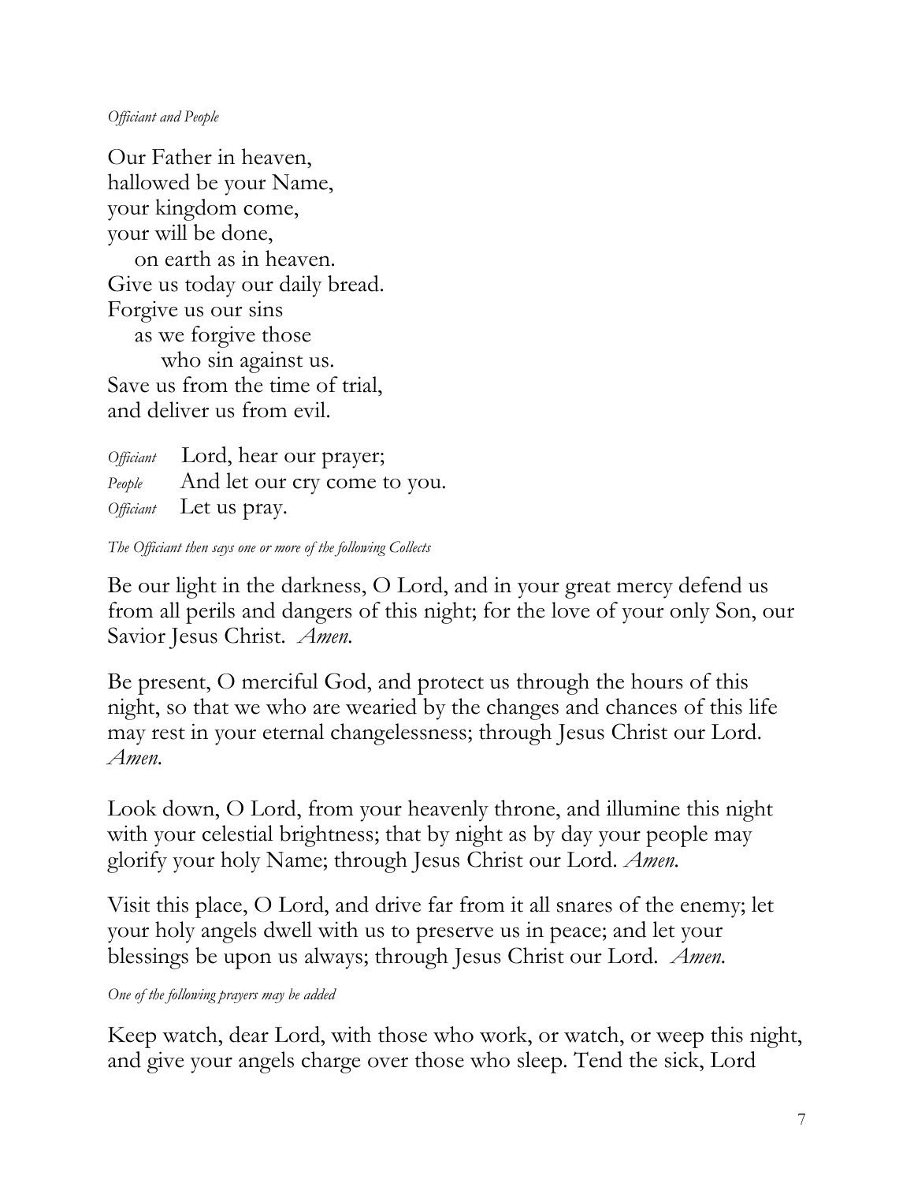*Officiant and People*

Our Father in heaven,
hallowed be your Name,
your kingdom come,
your will be done,
    on earth as in heaven.
Give us today our daily bread.
Forgive us our sins
    as we forgive those
        who sin against us.
Save us from the time of trial,
and deliver us from evil.

*Officiant* Lord, hear our prayer;
*People* And let our cry come to you.
*Officiant* Let us pray.

*The Officiant then says one or more of the following Collects*

Be our light in the darkness, O Lord, and in your great mercy defend us from all perils and dangers of this night; for the love of your only Son, our Savior Jesus Christ. *Amen.*

Be present, O merciful God, and protect us through the hours of this night, so that we who are wearied by the changes and chances of this life may rest in your eternal changelessness; through Jesus Christ our Lord. *Amen.*

Look down, O Lord, from your heavenly throne, and illumine this night with your celestial brightness; that by night as by day your people may glorify your holy Name; through Jesus Christ our Lord. *Amen.*

Visit this place, O Lord, and drive far from it all snares of the enemy; let your holy angels dwell with us to preserve us in peace; and let your blessings be upon us always; through Jesus Christ our Lord. *Amen.*

*One of the following prayers may be added*

Keep watch, dear Lord, with those who work, or watch, or weep this night, and give your angels charge over those who sleep. Tend the sick, Lord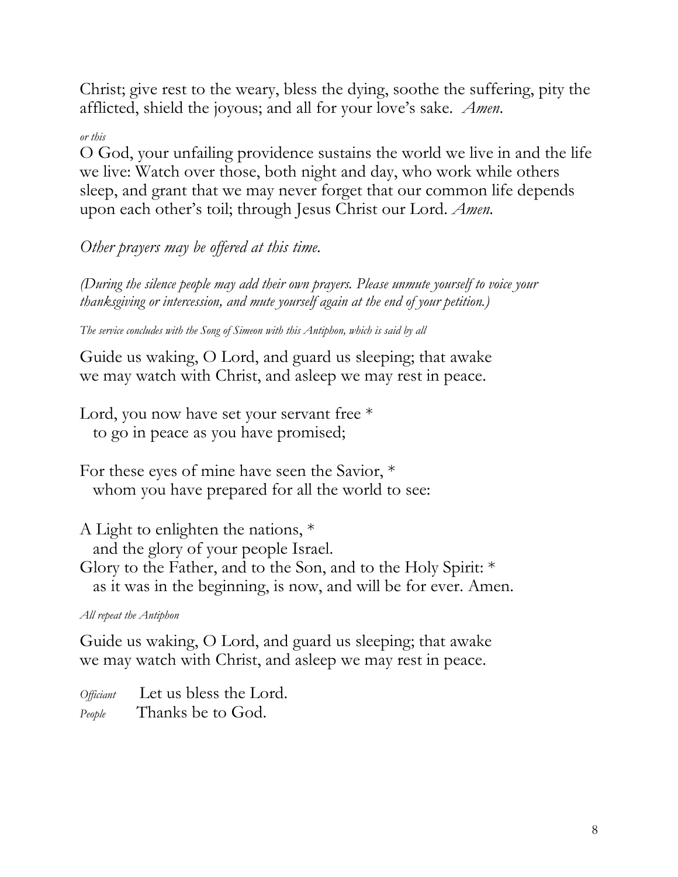Christ; give rest to the weary, bless the dying, soothe the suffering, pity the afflicted, shield the joyous; and all for your love's sake. *Amen.*

*or this*

O God, your unfailing providence sustains the world we live in and the life we live: Watch over those, both night and day, who work while others sleep, and grant that we may never forget that our common life depends upon each other's toil; through Jesus Christ our Lord. *Amen.*

*Other prayers may be offered at this time.*

*(During the silence people may add their own prayers. Please unmute yourself to voice your thanksgiving or intercession, and mute yourself again at the end of your petition.)*

*The service concludes with the Song of Simeon with this Antiphon, which is said by all*

Guide us waking, O Lord, and guard us sleeping; that awake we may watch with Christ, and asleep we may rest in peace.

Lord, you now have set your servant free *
  to go in peace as you have promised;

For these eyes of mine have seen the Savior, *
  whom you have prepared for all the world to see:

A Light to enlighten the nations, *
  and the glory of your people Israel.
Glory to the Father, and to the Son, and to the Holy Spirit: *
  as it was in the beginning, is now, and will be for ever. Amen.

*All repeat the Antiphon*

Guide us waking, O Lord, and guard us sleeping; that awake we may watch with Christ, and asleep we may rest in peace.

*Officiant* Let us bless the Lord.
*People* Thanks be to God.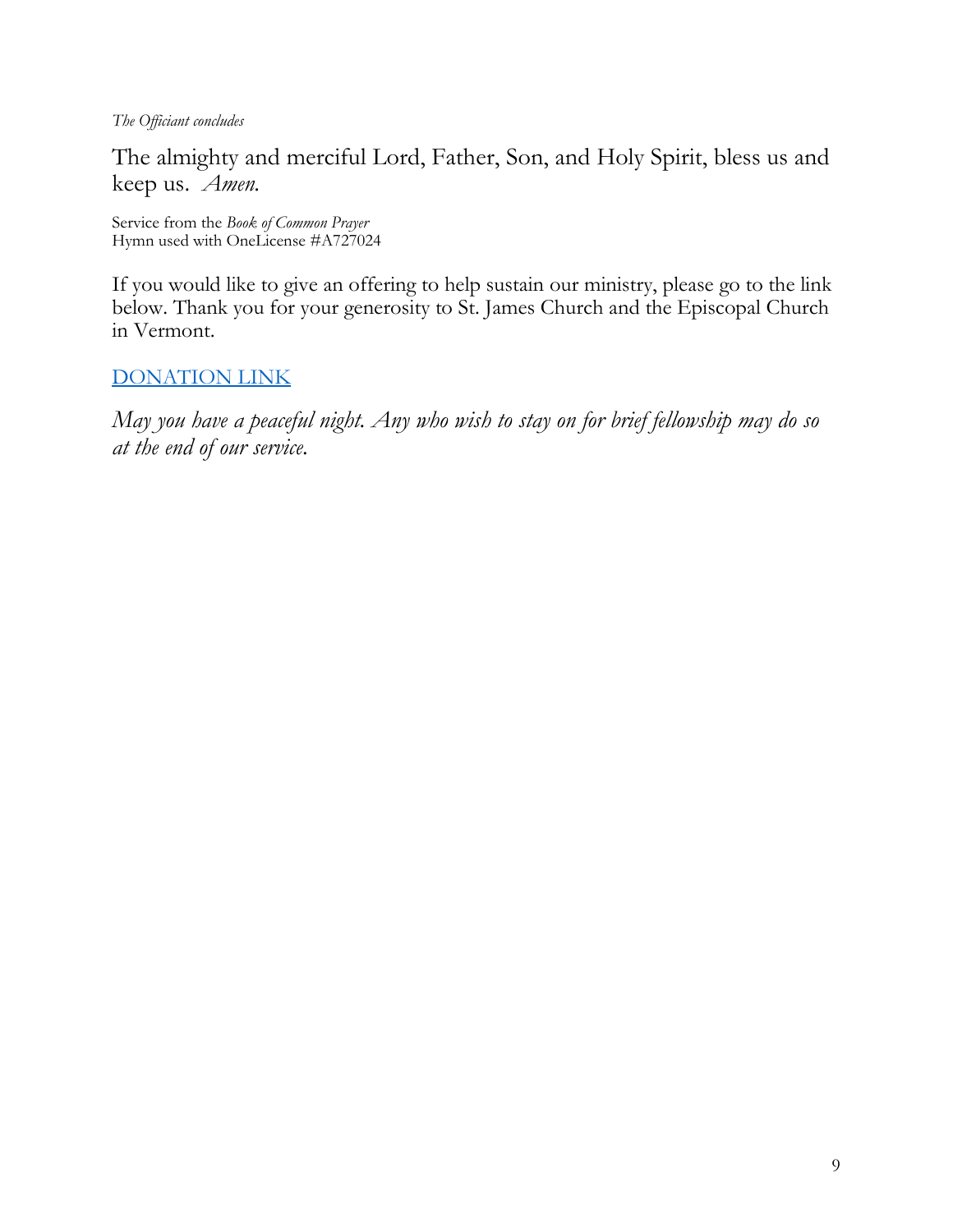*The Officiant concludes*

The almighty and merciful Lord, Father, Son, and Holy Spirit, bless us and keep us. *Amen.*

Service from the *Book of Common Prayer*
Hymn used with OneLicense #A727024

If you would like to give an offering to help sustain our ministry, please go to the link below. Thank you for your generosity to St. James Church and the Episcopal Church in Vermont.

DONATION LINK

*May you have a peaceful night. Any who wish to stay on for brief fellowship may do so at the end of our service.*